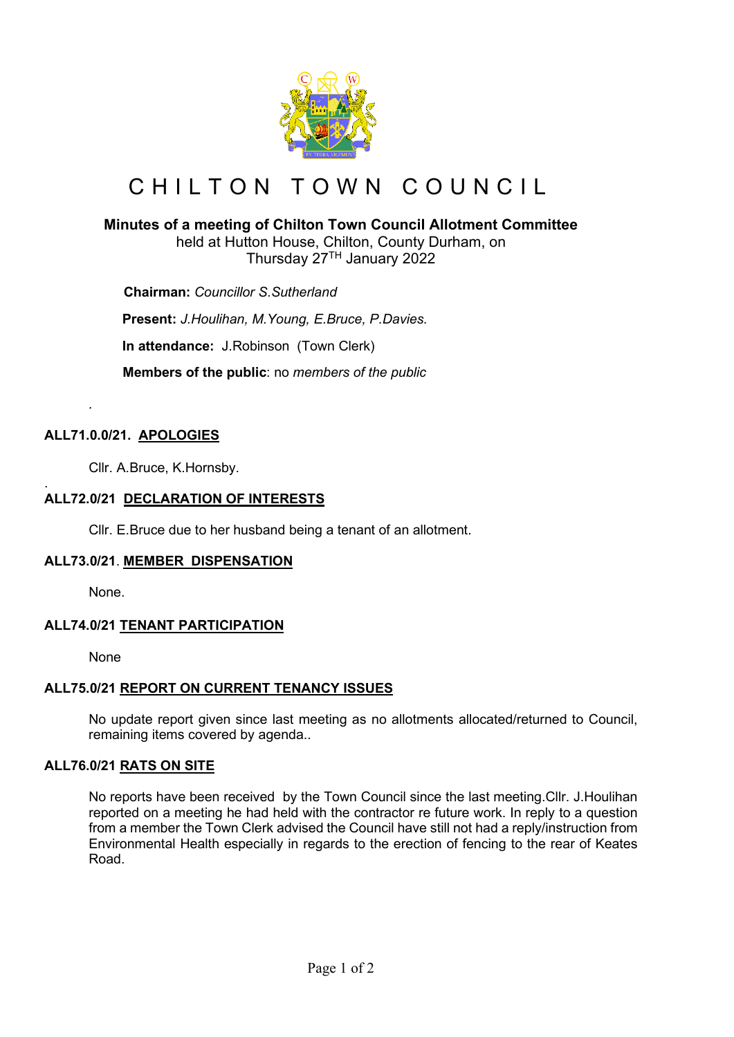# CHILTON TOWN COUNCIL

**Minutes of a meeting of Chilton Town Council Allotment Committee**
held at Hutton House, Chilton, County Durham, on
Thursday 27TH January 2022

**Chairman:** *Councillor S.Sutherland*

**Present:** *J.Houlihan, M.Young, E.Bruce, P.Davies.*

**In attendance:** J.Robinson (Town Clerk)

**Members of the public**: no *members of the public*

.

**ALL71.0.0/21. APOLOGIES**

Cllr. A.Bruce, K.Hornsby.

.

**ALL72.0/21 DECLARATION OF INTERESTS**

Cllr. E.Bruce due to her husband being a tenant of an allotment.

**ALL73.0/21. MEMBER DISPENSATION**

None.

**ALL74.0/21 TENANT PARTICIPATION**

None

**ALL75.0/21 REPORT ON CURRENT TENANCY ISSUES**

No update report given since last meeting as no allotments allocated/returned to Council, remaining items covered by agenda..

**ALL76.0/21 RATS ON SITE**

No reports have been received by the Town Council since the last meeting.Cllr. J.Houlihan reported on a meeting he had held with the contractor re future work. In reply to a question from a member the Town Clerk advised the Council have still not had a reply/instruction from Environmental Health especially in regards to the erection of fencing to the rear of Keates Road.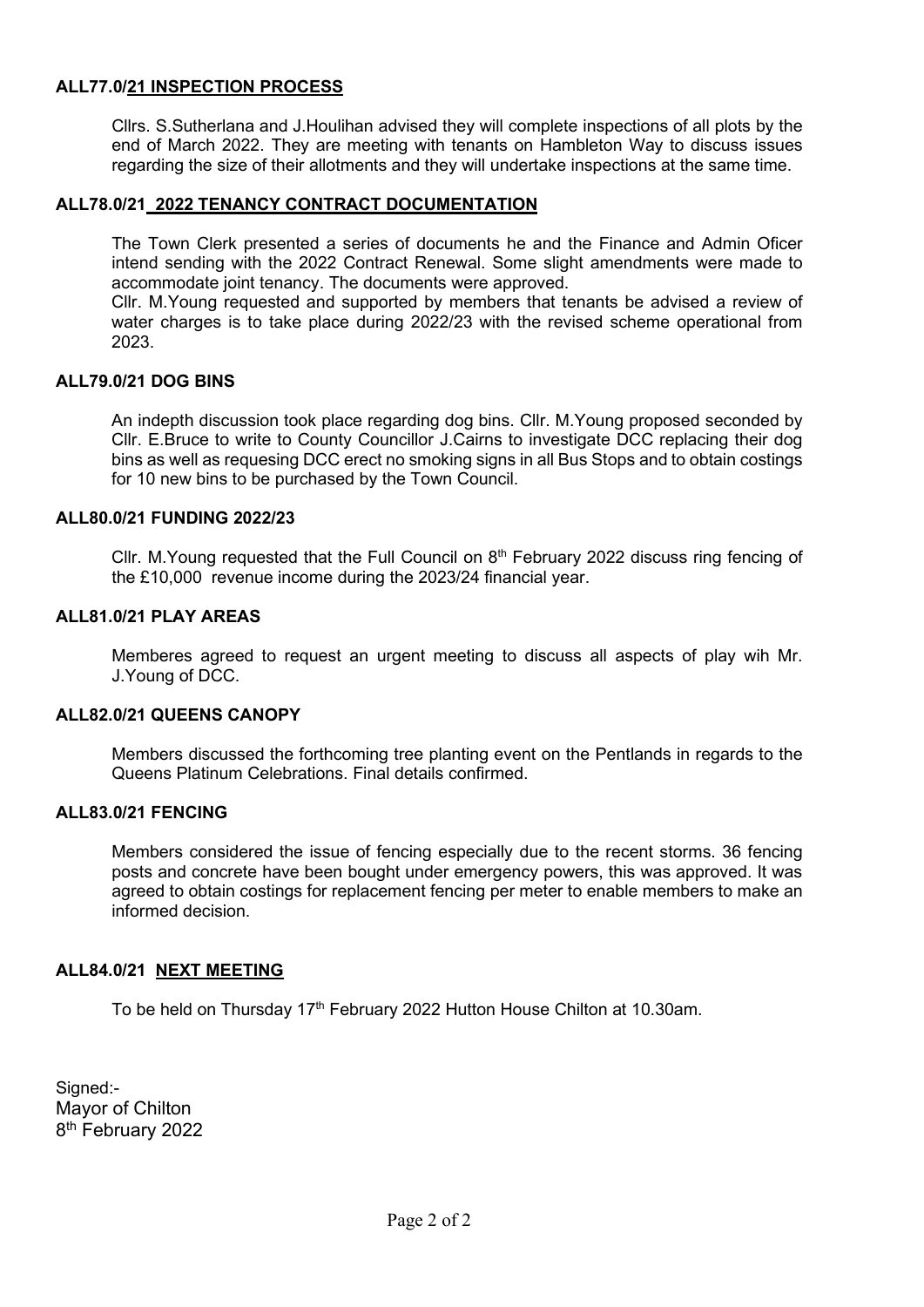### ALL77.0/21 INSPECTION PROCESS

Cllrs. S.Sutherlana and J.Houlihan advised they will complete inspections of all plots by the end of March 2022. They are meeting with tenants on Hambleton Way to discuss issues regarding the size of their allotments and they will undertake inspections at the same time.

### ALL78.0/21 2022 TENANCY CONTRACT DOCUMENTATION

The Town Clerk presented a series of documents he and the Finance and Admin Oficer intend sending with the 2022 Contract Renewal. Some slight amendments were made to accommodate joint tenancy. The documents were approved.

Cllr. M.Young requested and supported by members that tenants be advised a review of water charges is to take place during 2022/23 with the revised scheme operational from 2023.

### ALL79.0/21 DOG BINS

An indepth discussion took place regarding dog bins. Cllr. M.Young proposed seconded by Cllr. E.Bruce to write to County Councillor J.Cairns to investigate DCC replacing their dog bins as well as requesing DCC erect no smoking signs in all Bus Stops and to obtain costings for 10 new bins to be purchased by the Town Council.

### ALL80.0/21 FUNDING 2022/23

Cllr. M.Young requested that the Full Council on 8th February 2022 discuss ring fencing of the £10,000 revenue income during the 2023/24 financial year.

### ALL81.0/21 PLAY AREAS

Memberes agreed to request an urgent meeting to discuss all aspects of play wih Mr. J.Young of DCC.

### ALL82.0/21 QUEENS CANOPY

Members discussed the forthcoming tree planting event on the Pentlands in regards to the Queens Platinum Celebrations. Final details confirmed.

### ALL83.0/21 FENCING

Members considered the issue of fencing especially due to the recent storms. 36 fencing posts and concrete have been bought under emergency powers, this was approved. It was agreed to obtain costings for replacement fencing per meter to enable members to make an informed decision.

### ALL84.0/21 NEXT MEETING

To be held on Thursday 17th February 2022 Hutton House Chilton at 10.30am.

Signed:-
Mayor of Chilton
8th February 2022